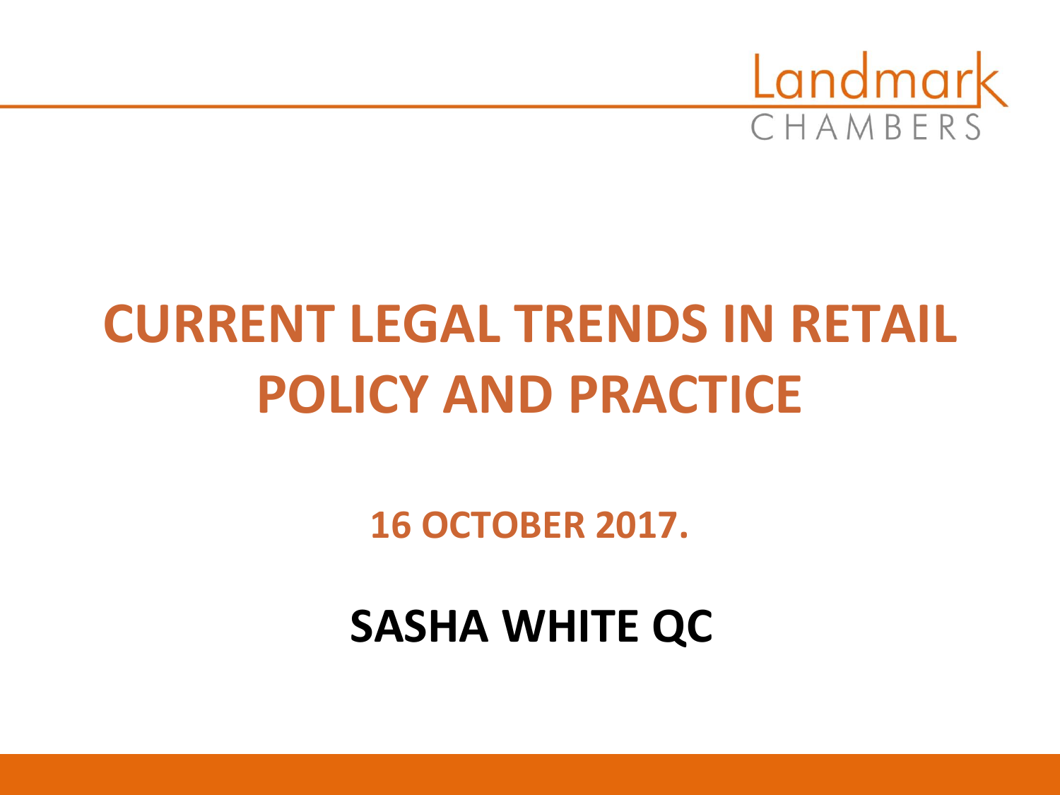Landmark CHAMBERS

# CURRENT LEGAL TRENDS IN RETAIL POLICY AND PRACTICE

**16 OCTOBER 2017.**

**SASHA WHITE QC**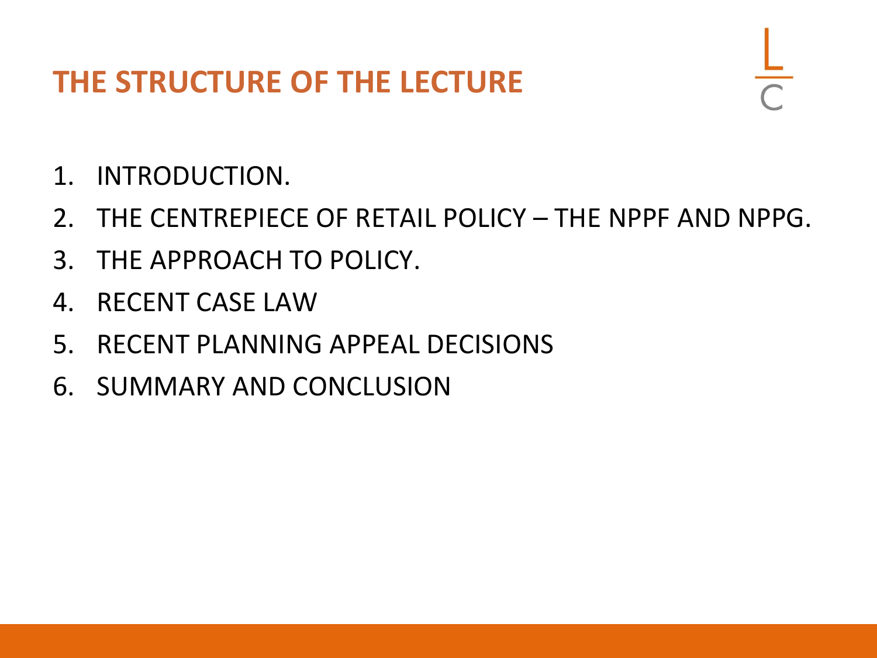# THE STRUCTURE OF THE LECTURE

1. INTRODUCTION.
2. THE CENTREPIECE OF RETAIL POLICY – THE NPPF AND NPPG.
3. THE APPROACH TO POLICY.
4. RECENT CASE LAW
5. RECENT PLANNING APPEAL DECISIONS
6. SUMMARY AND CONCLUSION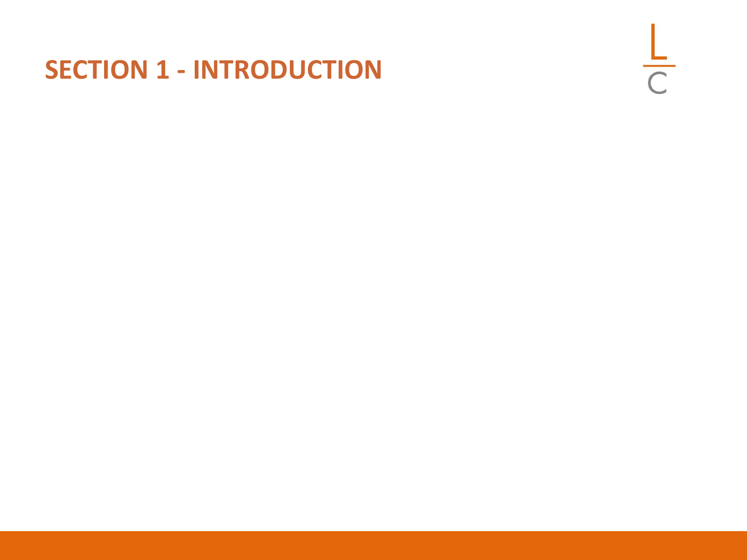# SECTION 1 - INTRODUCTION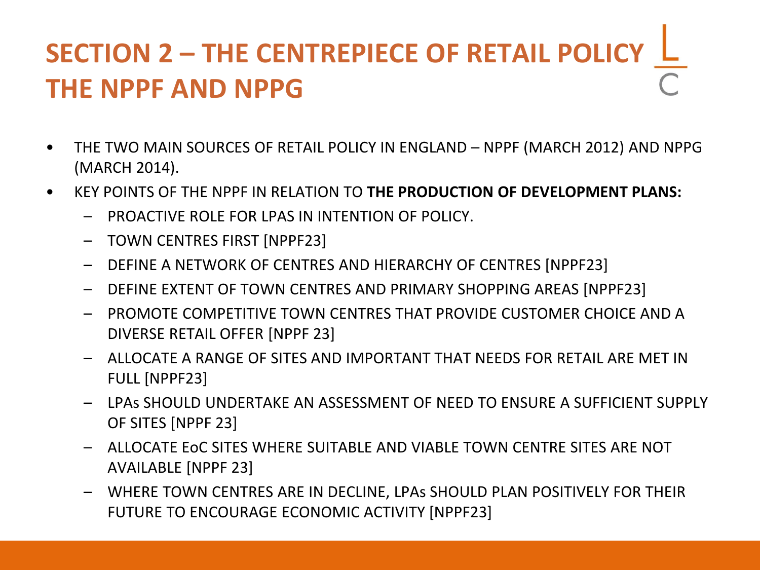# SECTION 2 – THE CENTREPIECE OF RETAIL POLICY THE NPPF AND NPPG

- THE TWO MAIN SOURCES OF RETAIL POLICY IN ENGLAND – NPPF (MARCH 2012) AND NPPG (MARCH 2014).
- KEY POINTS OF THE NPPF IN RELATION TO **THE PRODUCTION OF DEVELOPMENT PLANS:**
  - PROACTIVE ROLE FOR LPAS IN INTENTION OF POLICY.
  - TOWN CENTRES FIRST [NPPF23]
  - DEFINE A NETWORK OF CENTRES AND HIERARCHY OF CENTRES [NPPF23]
  - DEFINE EXTENT OF TOWN CENTRES AND PRIMARY SHOPPING AREAS [NPPF23]
  - PROMOTE COMPETITIVE TOWN CENTRES THAT PROVIDE CUSTOMER CHOICE AND A DIVERSE RETAIL OFFER [NPPF 23]
  - ALLOCATE A RANGE OF SITES AND IMPORTANT THAT NEEDS FOR RETAIL ARE MET IN FULL [NPPF23]
  - LPAs SHOULD UNDERTAKE AN ASSESSMENT OF NEED TO ENSURE A SUFFICIENT SUPPLY OF SITES [NPPF 23]
  - ALLOCATE EoC SITES WHERE SUITABLE AND VIABLE TOWN CENTRE SITES ARE NOT AVAILABLE [NPPF 23]
  - WHERE TOWN CENTRES ARE IN DECLINE, LPAs SHOULD PLAN POSITIVELY FOR THEIR FUTURE TO ENCOURAGE ECONOMIC ACTIVITY [NPPF23]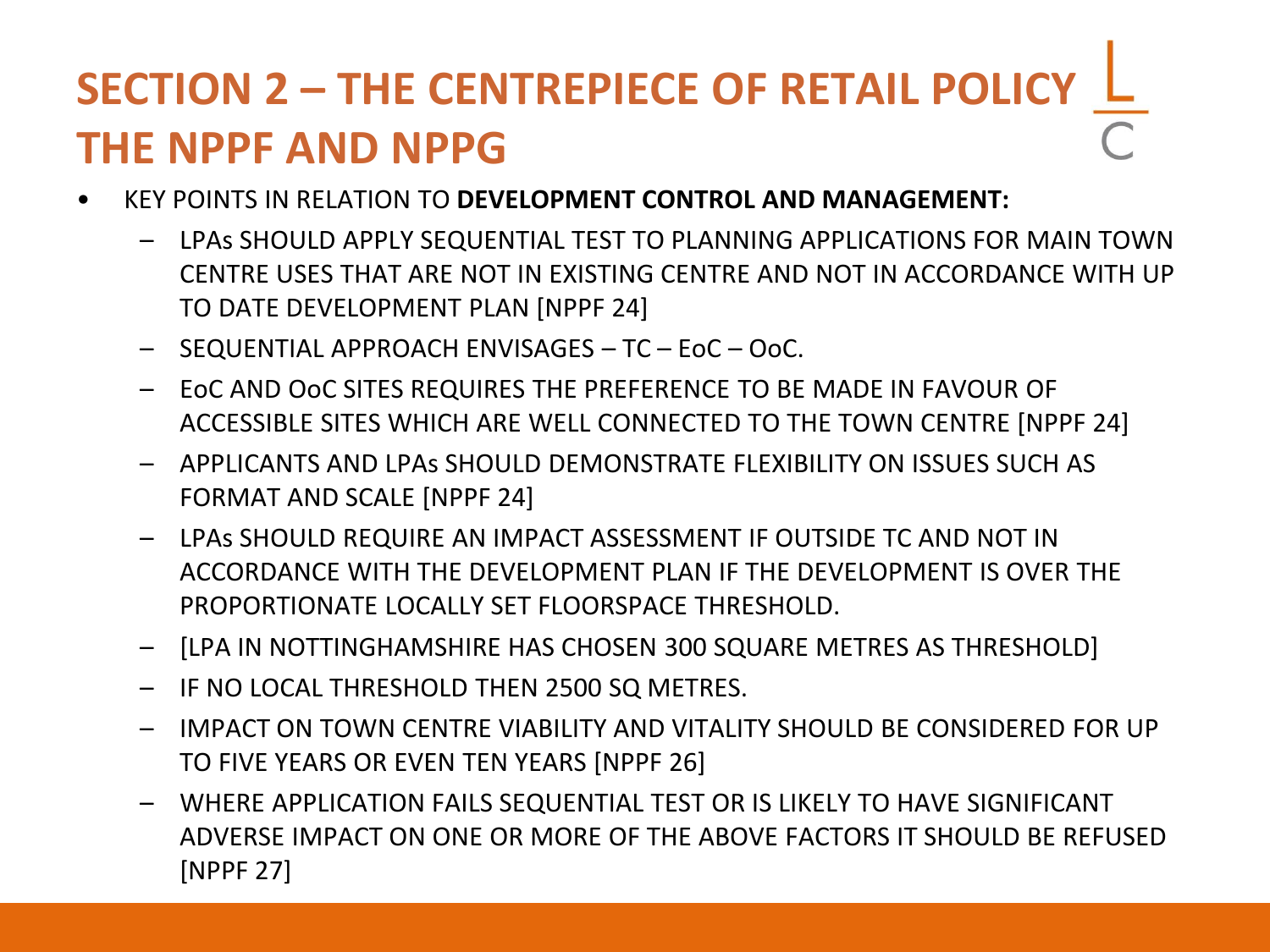# SECTION 2 – THE CENTREPIECE OF RETAIL POLICY THE NPPF AND NPPG

- KEY POINTS IN RELATION TO **DEVELOPMENT CONTROL AND MANAGEMENT:**
  - LPAs SHOULD APPLY SEQUENTIAL TEST TO PLANNING APPLICATIONS FOR MAIN TOWN CENTRE USES THAT ARE NOT IN EXISTING CENTRE AND NOT IN ACCORDANCE WITH UP TO DATE DEVELOPMENT PLAN [NPPF 24]
  - SEQUENTIAL APPROACH ENVISAGES – TC – EoC – OoC.
  - EoC AND OoC SITES REQUIRES THE PREFERENCE TO BE MADE IN FAVOUR OF ACCESSIBLE SITES WHICH ARE WELL CONNECTED TO THE TOWN CENTRE [NPPF 24]
  - APPLICANTS AND LPAs SHOULD DEMONSTRATE FLEXIBILITY ON ISSUES SUCH AS FORMAT AND SCALE [NPPF 24]
  - LPAs SHOULD REQUIRE AN IMPACT ASSESSMENT IF OUTSIDE TC AND NOT IN ACCORDANCE WITH THE DEVELOPMENT PLAN IF THE DEVELOPMENT IS OVER THE PROPORTIONATE LOCALLY SET FLOORSPACE THRESHOLD.
  - [LPA IN NOTTINGHAMSHIRE HAS CHOSEN 300 SQUARE METRES AS THRESHOLD]
  - IF NO LOCAL THRESHOLD THEN 2500 SQ METRES.
  - IMPACT ON TOWN CENTRE VIABILITY AND VITALITY SHOULD BE CONSIDERED FOR UP TO FIVE YEARS OR EVEN TEN YEARS [NPPF 26]
  - WHERE APPLICATION FAILS SEQUENTIAL TEST OR IS LIKELY TO HAVE SIGNIFICANT ADVERSE IMPACT ON ONE OR MORE OF THE ABOVE FACTORS IT SHOULD BE REFUSED [NPPF 27]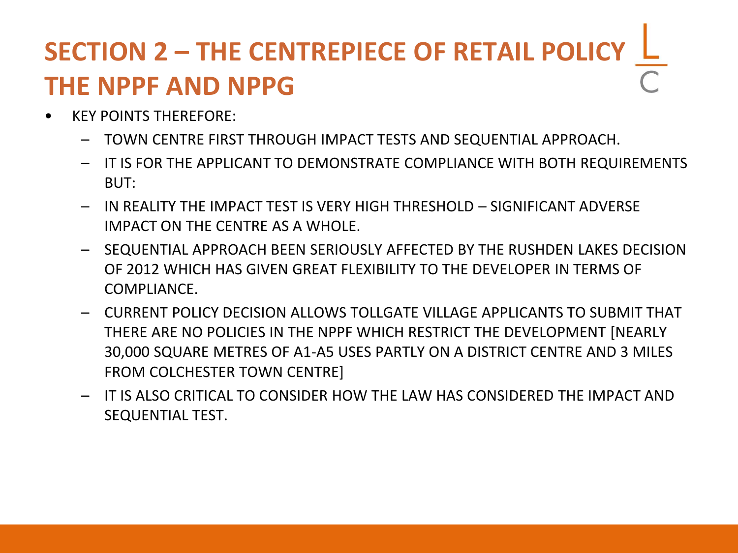# SECTION 2 – THE CENTREPIECE OF RETAIL POLICY THE NPPF AND NPPG

- KEY POINTS THEREFORE:
  - TOWN CENTRE FIRST THROUGH IMPACT TESTS AND SEQUENTIAL APPROACH.
  - IT IS FOR THE APPLICANT TO DEMONSTRATE COMPLIANCE WITH BOTH REQUIREMENTS BUT:
  - IN REALITY THE IMPACT TEST IS VERY HIGH THRESHOLD – SIGNIFICANT ADVERSE IMPACT ON THE CENTRE AS A WHOLE.
  - SEQUENTIAL APPROACH BEEN SERIOUSLY AFFECTED BY THE RUSHDEN LAKES DECISION OF 2012 WHICH HAS GIVEN GREAT FLEXIBILITY TO THE DEVELOPER IN TERMS OF COMPLIANCE.
  - CURRENT POLICY DECISION ALLOWS TOLLGATE VILLAGE APPLICANTS TO SUBMIT THAT THERE ARE NO POLICIES IN THE NPPF WHICH RESTRICT THE DEVELOPMENT [NEARLY 30,000 SQUARE METRES OF A1-A5 USES PARTLY ON A DISTRICT CENTRE AND 3 MILES FROM COLCHESTER TOWN CENTRE]
  - IT IS ALSO CRITICAL TO CONSIDER HOW THE LAW HAS CONSIDERED THE IMPACT AND SEQUENTIAL TEST.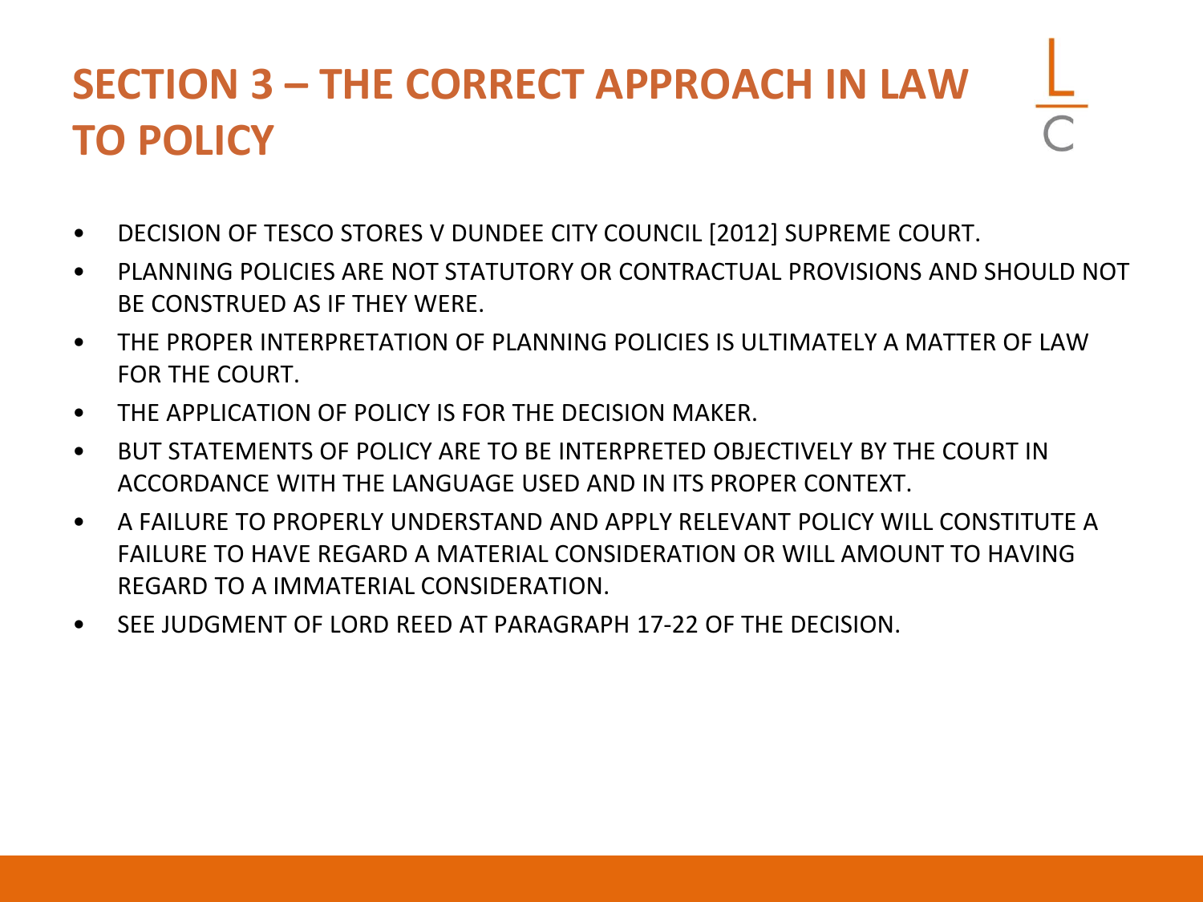# SECTION 3 – THE CORRECT APPROACH IN LAW TO POLICY

- DECISION OF TESCO STORES V DUNDEE CITY COUNCIL [2012] SUPREME COURT.
- PLANNING POLICIES ARE NOT STATUTORY OR CONTRACTUAL PROVISIONS AND SHOULD NOT BE CONSTRUED AS IF THEY WERE.
- THE PROPER INTERPRETATION OF PLANNING POLICIES IS ULTIMATELY A MATTER OF LAW FOR THE COURT.
- THE APPLICATION OF POLICY IS FOR THE DECISION MAKER.
- BUT STATEMENTS OF POLICY ARE TO BE INTERPRETED OBJECTIVELY BY THE COURT IN ACCORDANCE WITH THE LANGUAGE USED AND IN ITS PROPER CONTEXT.
- A FAILURE TO PROPERLY UNDERSTAND AND APPLY RELEVANT POLICY WILL CONSTITUTE A FAILURE TO HAVE REGARD A MATERIAL CONSIDERATION OR WILL AMOUNT TO HAVING REGARD TO A IMMATERIAL CONSIDERATION.
- SEE JUDGMENT OF LORD REED AT PARAGRAPH 17-22 OF THE DECISION.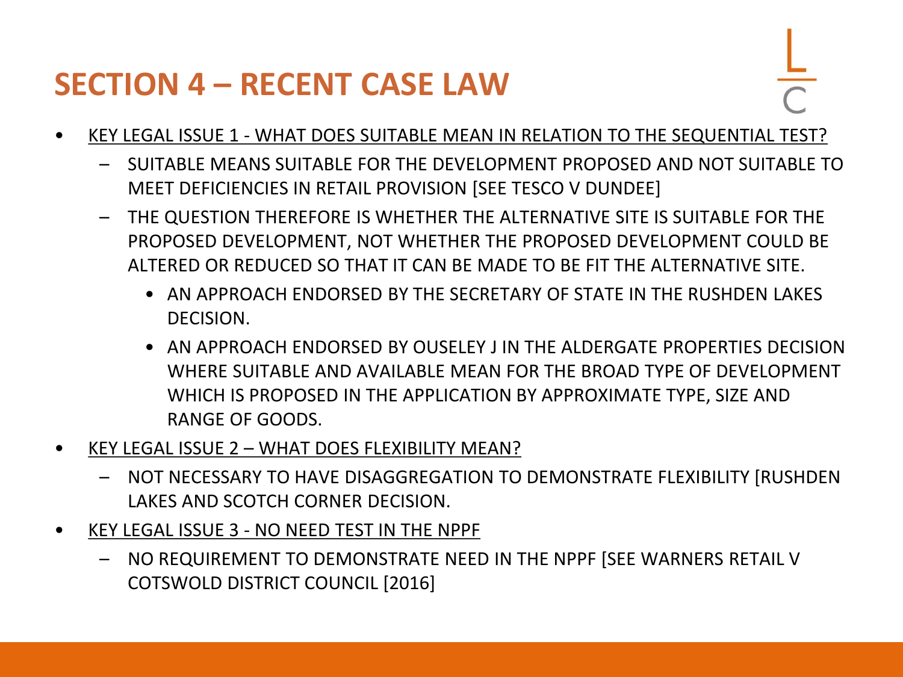# SECTION 4 – RECENT CASE LAW

- <u>KEY LEGAL ISSUE 1 - WHAT DOES SUITABLE MEAN IN RELATION TO THE SEQUENTIAL TEST?</u>
  - SUITABLE MEANS SUITABLE FOR THE DEVELOPMENT PROPOSED AND NOT SUITABLE TO MEET DEFICIENCIES IN RETAIL PROVISION [SEE TESCO V DUNDEE]
  - THE QUESTION THEREFORE IS WHETHER THE ALTERNATIVE SITE IS SUITABLE FOR THE PROPOSED DEVELOPMENT, NOT WHETHER THE PROPOSED DEVELOPMENT COULD BE ALTERED OR REDUCED SO THAT IT CAN BE MADE TO BE FIT THE ALTERNATIVE SITE.
    - AN APPROACH ENDORSED BY THE SECRETARY OF STATE IN THE RUSHDEN LAKES DECISION.
    - AN APPROACH ENDORSED BY OUSELEY J IN THE ALDERGATE PROPERTIES DECISION WHERE SUITABLE AND AVAILABLE MEAN FOR THE BROAD TYPE OF DEVELOPMENT WHICH IS PROPOSED IN THE APPLICATION BY APPROXIMATE TYPE, SIZE AND RANGE OF GOODS.
- <u>KEY LEGAL ISSUE 2 – WHAT DOES FLEXIBILITY MEAN?</u>
  - NOT NECESSARY TO HAVE DISAGGREGATION TO DEMONSTRATE FLEXIBILITY [RUSHDEN LAKES AND SCOTCH CORNER DECISION.
- <u>KEY LEGAL ISSUE 3 - NO NEED TEST IN THE NPPF</u>
  - NO REQUIREMENT TO DEMONSTRATE NEED IN THE NPPF [SEE WARNERS RETAIL V COTSWOLD DISTRICT COUNCIL [2016]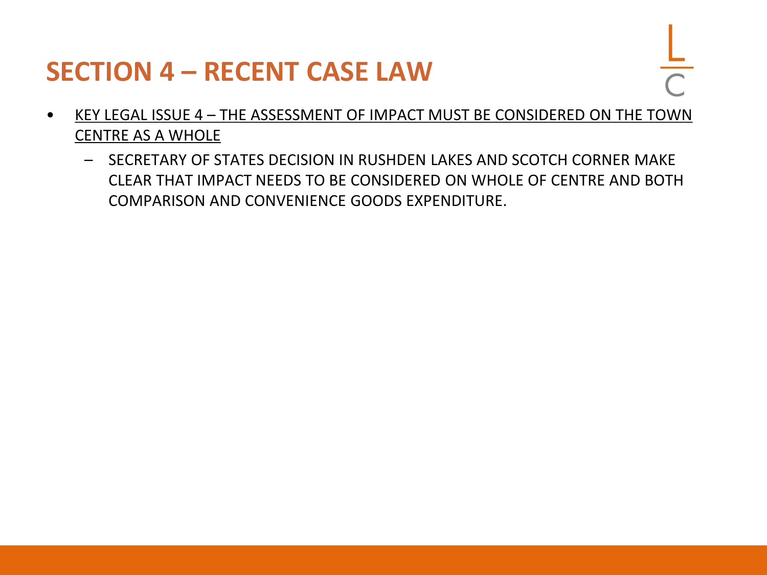# SECTION 4 – RECENT CASE LAW

- <u>KEY LEGAL ISSUE 4 – THE ASSESSMENT OF IMPACT MUST BE CONSIDERED ON THE TOWN CENTRE AS A WHOLE</u>
  - SECRETARY OF STATES DECISION IN RUSHDEN LAKES AND SCOTCH CORNER MAKE CLEAR THAT IMPACT NEEDS TO BE CONSIDERED ON WHOLE OF CENTRE AND BOTH COMPARISON AND CONVENIENCE GOODS EXPENDITURE.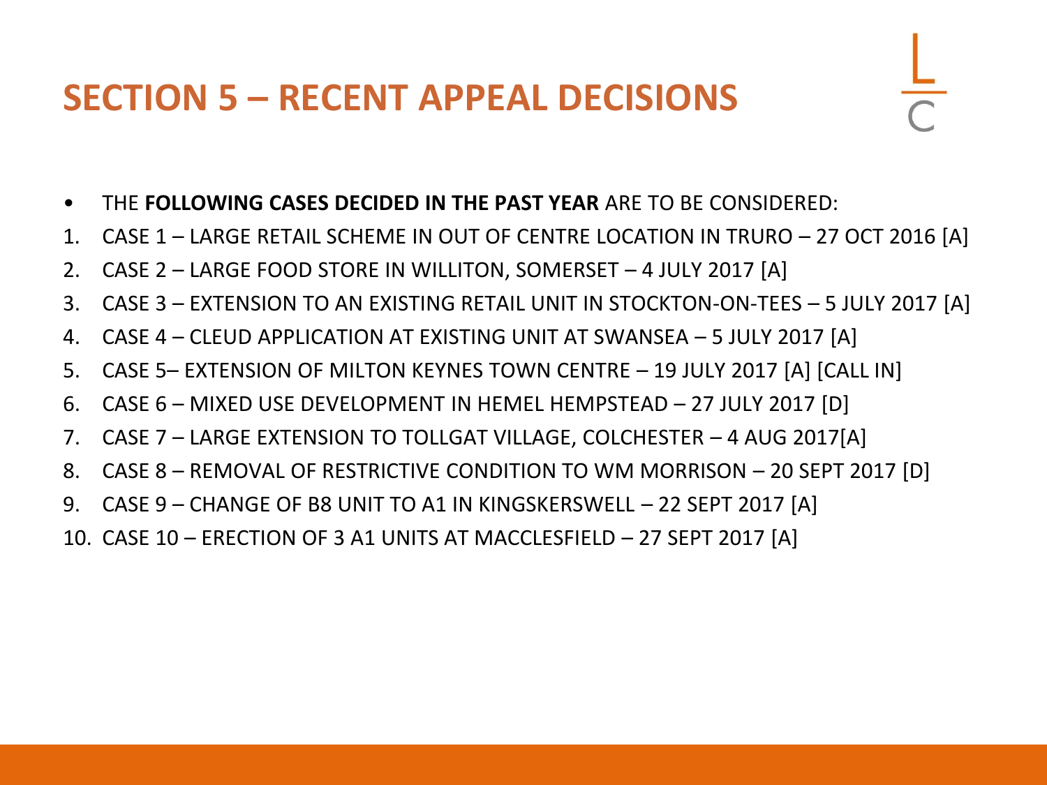# SECTION 5 – RECENT APPEAL DECISIONS

- THE **FOLLOWING CASES DECIDED IN THE PAST YEAR** ARE TO BE CONSIDERED:

1. CASE 1 – LARGE RETAIL SCHEME IN OUT OF CENTRE LOCATION IN TRURO – 27 OCT 2016 [A]
2. CASE 2 – LARGE FOOD STORE IN WILLITON, SOMERSET – 4 JULY 2017 [A]
3. CASE 3 – EXTENSION TO AN EXISTING RETAIL UNIT IN STOCKTON-ON-TEES – 5 JULY 2017 [A]
4. CASE 4 – CLEUD APPLICATION AT EXISTING UNIT AT SWANSEA – 5 JULY 2017 [A]
5. CASE 5– EXTENSION OF MILTON KEYNES TOWN CENTRE – 19 JULY 2017 [A] [CALL IN]
6. CASE 6 – MIXED USE DEVELOPMENT IN HEMEL HEMPSTEAD – 27 JULY 2017 [D]
7. CASE 7 – LARGE EXTENSION TO TOLLGAT VILLAGE, COLCHESTER – 4 AUG 2017[A]
8. CASE 8 – REMOVAL OF RESTRICTIVE CONDITION TO WM MORRISON – 20 SEPT 2017 [D]
9. CASE 9 – CHANGE OF B8 UNIT TO A1 IN KINGSKERSWELL – 22 SEPT 2017 [A]
10. CASE 10 – ERECTION OF 3 A1 UNITS AT MACCLESFIELD – 27 SEPT 2017 [A]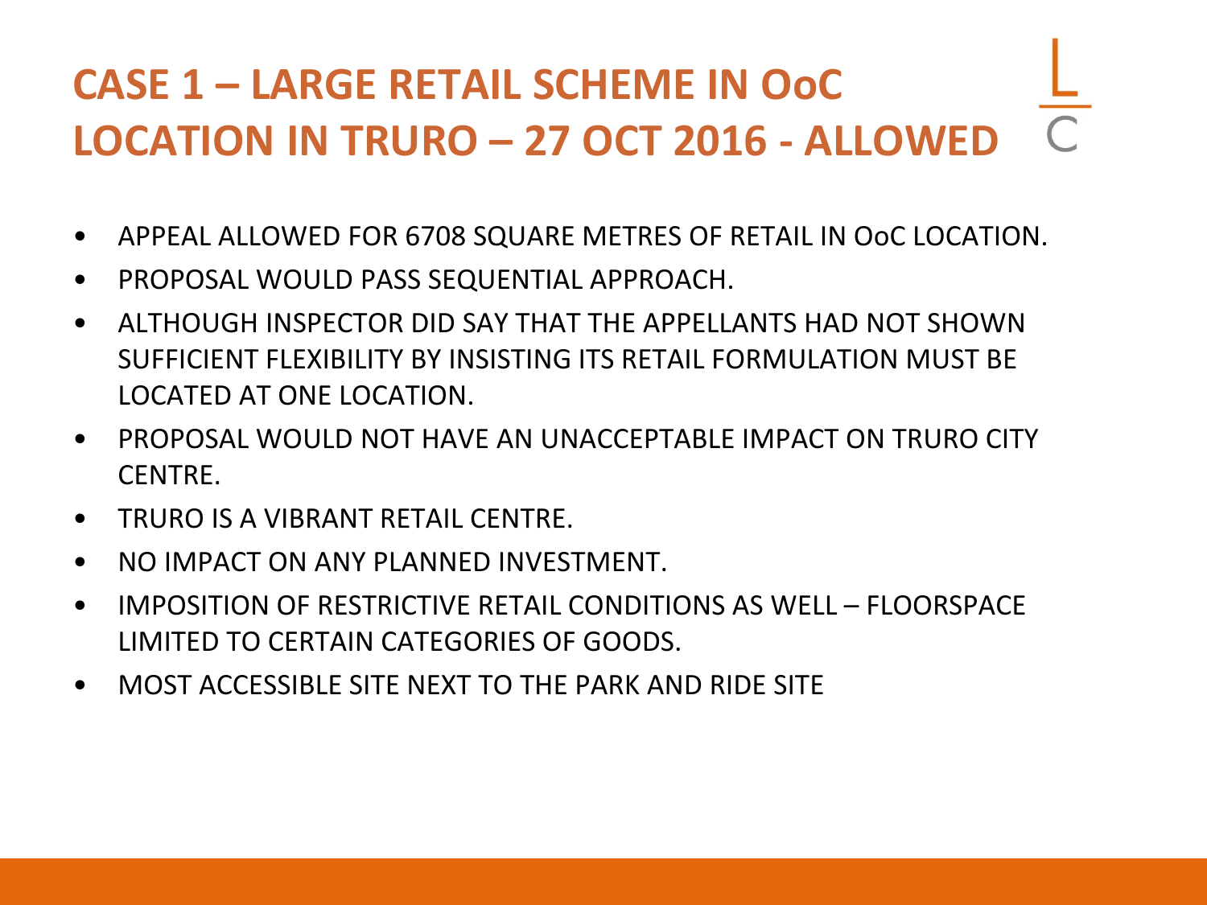# CASE 1 – LARGE RETAIL SCHEME IN OoC LOCATION IN TRURO – 27 OCT 2016 - ALLOWED

- APPEAL ALLOWED FOR 6708 SQUARE METRES OF RETAIL IN OoC LOCATION.
- PROPOSAL WOULD PASS SEQUENTIAL APPROACH.
- ALTHOUGH INSPECTOR DID SAY THAT THE APPELLANTS HAD NOT SHOWN SUFFICIENT FLEXIBILITY BY INSISTING ITS RETAIL FORMULATION MUST BE LOCATED AT ONE LOCATION.
- PROPOSAL WOULD NOT HAVE AN UNACCEPTABLE IMPACT ON TRURO CITY CENTRE.
- TRURO IS A VIBRANT RETAIL CENTRE.
- NO IMPACT ON ANY PLANNED INVESTMENT.
- IMPOSITION OF RESTRICTIVE RETAIL CONDITIONS AS WELL – FLOORSPACE LIMITED TO CERTAIN CATEGORIES OF GOODS.
- MOST ACCESSIBLE SITE NEXT TO THE PARK AND RIDE SITE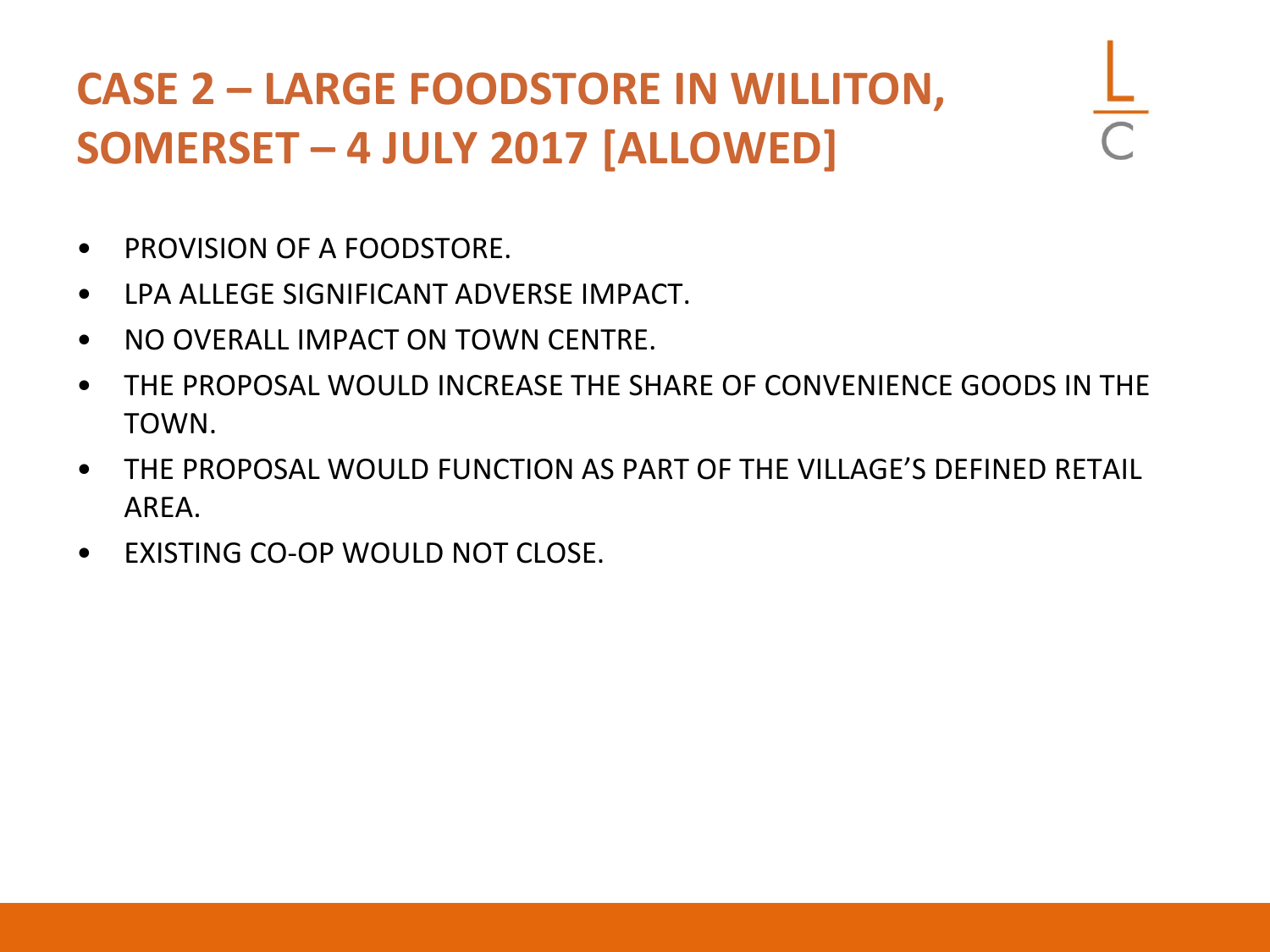# CASE 2 – LARGE FOODSTORE IN WILLITON, SOMERSET – 4 JULY 2017 [ALLOWED]

- PROVISION OF A FOODSTORE.
- LPA ALLEGE SIGNIFICANT ADVERSE IMPACT.
- NO OVERALL IMPACT ON TOWN CENTRE.
- THE PROPOSAL WOULD INCREASE THE SHARE OF CONVENIENCE GOODS IN THE TOWN.
- THE PROPOSAL WOULD FUNCTION AS PART OF THE VILLAGE'S DEFINED RETAIL AREA.
- EXISTING CO-OP WOULD NOT CLOSE.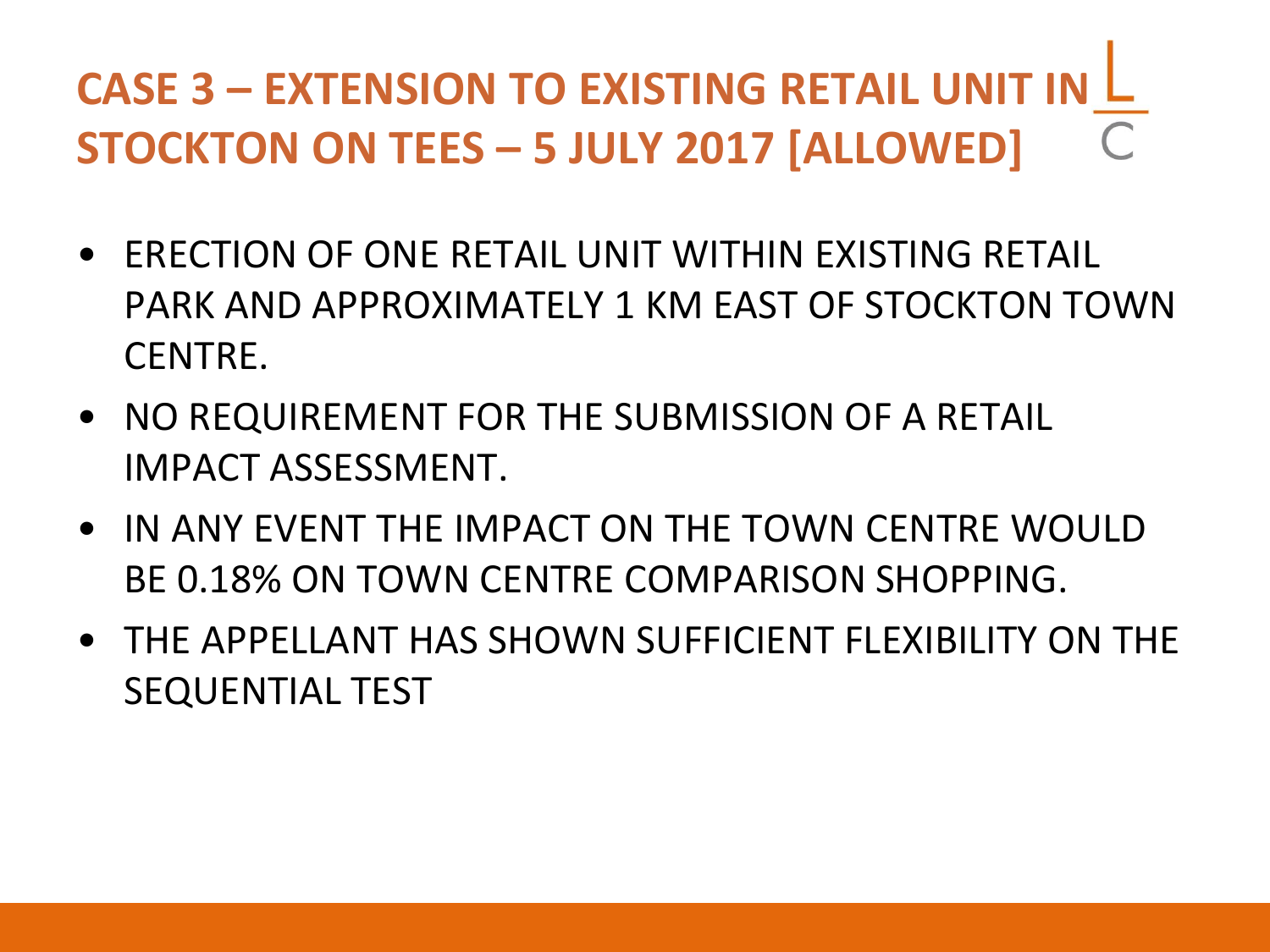# CASE 3 – EXTENSION TO EXISTING RETAIL UNIT IN STOCKTON ON TEES – 5 JULY 2017 [ALLOWED]

- ERECTION OF ONE RETAIL UNIT WITHIN EXISTING RETAIL PARK AND APPROXIMATELY 1 KM EAST OF STOCKTON TOWN CENTRE.
- NO REQUIREMENT FOR THE SUBMISSION OF A RETAIL IMPACT ASSESSMENT.
- IN ANY EVENT THE IMPACT ON THE TOWN CENTRE WOULD BE 0.18% ON TOWN CENTRE COMPARISON SHOPPING.
- THE APPELLANT HAS SHOWN SUFFICIENT FLEXIBILITY ON THE SEQUENTIAL TEST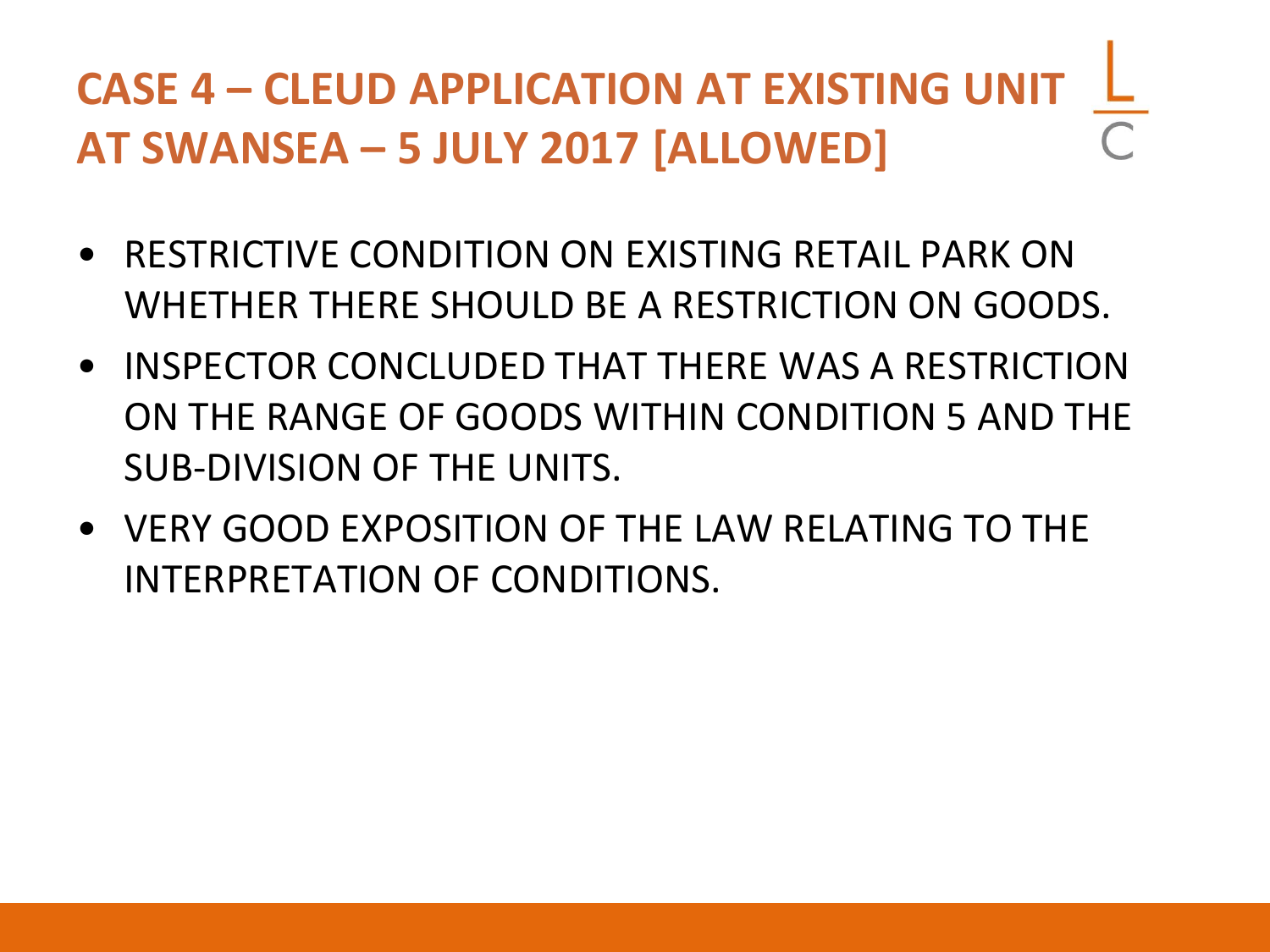# CASE 4 – CLEUD APPLICATION AT EXISTING UNIT AT SWANSEA – 5 JULY 2017 [ALLOWED]

- RESTRICTIVE CONDITION ON EXISTING RETAIL PARK ON WHETHER THERE SHOULD BE A RESTRICTION ON GOODS.
- INSPECTOR CONCLUDED THAT THERE WAS A RESTRICTION ON THE RANGE OF GOODS WITHIN CONDITION 5 AND THE SUB-DIVISION OF THE UNITS.
- VERY GOOD EXPOSITION OF THE LAW RELATING TO THE INTERPRETATION OF CONDITIONS.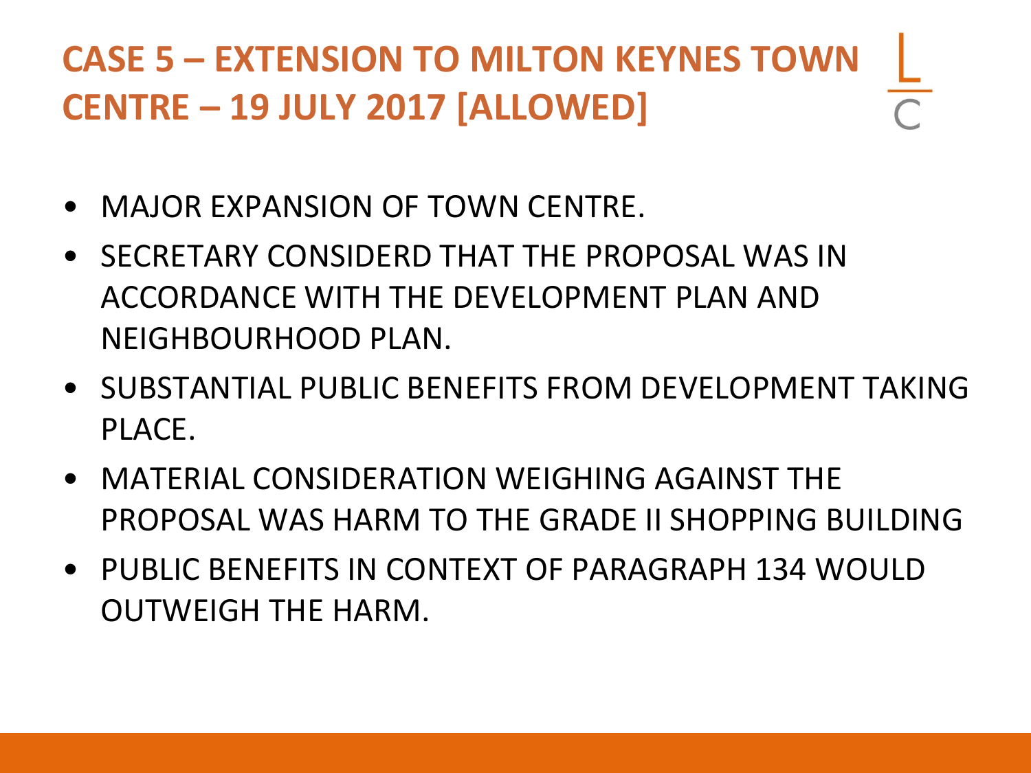# CASE 5 – EXTENSION TO MILTON KEYNES TOWN CENTRE – 19 JULY 2017 [ALLOWED]

- MAJOR EXPANSION OF TOWN CENTRE.
- SECRETARY CONSIDERD THAT THE PROPOSAL WAS IN ACCORDANCE WITH THE DEVELOPMENT PLAN AND NEIGHBOURHOOD PLAN.
- SUBSTANTIAL PUBLIC BENEFITS FROM DEVELOPMENT TAKING PLACE.
- MATERIAL CONSIDERATION WEIGHING AGAINST THE PROPOSAL WAS HARM TO THE GRADE II SHOPPING BUILDING
- PUBLIC BENEFITS IN CONTEXT OF PARAGRAPH 134 WOULD OUTWEIGH THE HARM.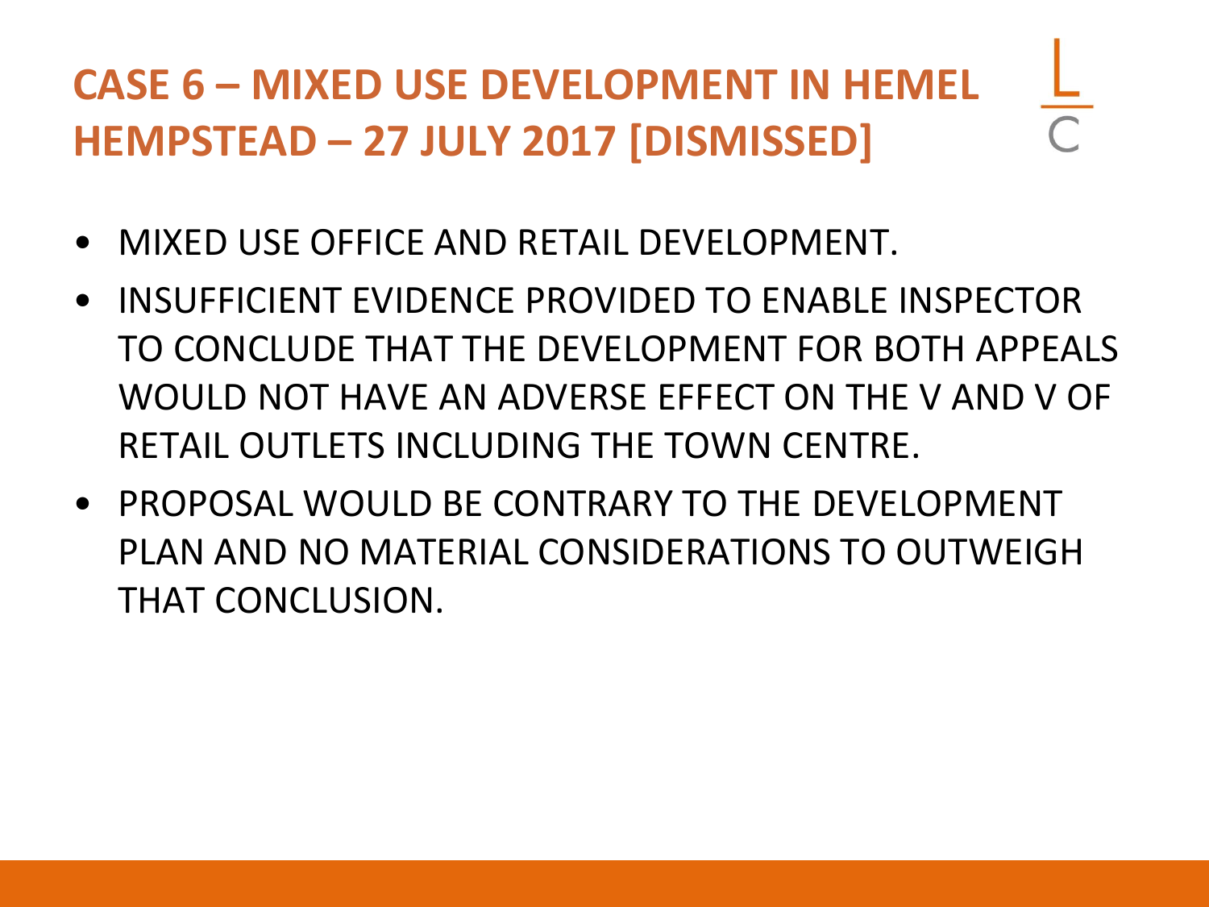# CASE 6 – MIXED USE DEVELOPMENT IN HEMEL HEMPSTEAD – 27 JULY 2017 [DISMISSED]

- MIXED USE OFFICE AND RETAIL DEVELOPMENT.
- INSUFFICIENT EVIDENCE PROVIDED TO ENABLE INSPECTOR TO CONCLUDE THAT THE DEVELOPMENT FOR BOTH APPEALS WOULD NOT HAVE AN ADVERSE EFFECT ON THE V AND V OF RETAIL OUTLETS INCLUDING THE TOWN CENTRE.
- PROPOSAL WOULD BE CONTRARY TO THE DEVELOPMENT PLAN AND NO MATERIAL CONSIDERATIONS TO OUTWEIGH THAT CONCLUSION.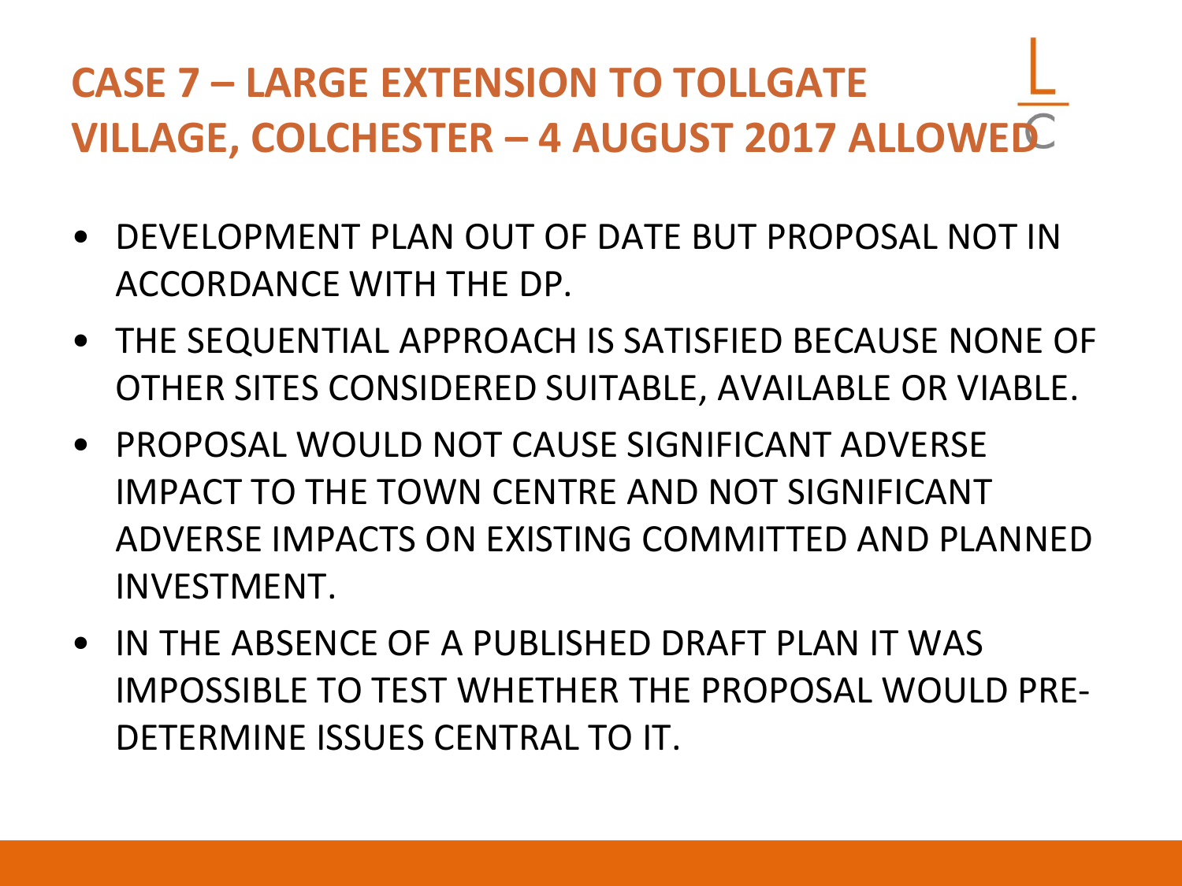# CASE 7 – LARGE EXTENSION TO TOLLGATE VILLAGE, COLCHESTER – 4 AUGUST 2017 ALLOWED

- DEVELOPMENT PLAN OUT OF DATE BUT PROPOSAL NOT IN ACCORDANCE WITH THE DP.
- THE SEQUENTIAL APPROACH IS SATISFIED BECAUSE NONE OF OTHER SITES CONSIDERED SUITABLE, AVAILABLE OR VIABLE.
- PROPOSAL WOULD NOT CAUSE SIGNIFICANT ADVERSE IMPACT TO THE TOWN CENTRE AND NOT SIGNIFICANT ADVERSE IMPACTS ON EXISTING COMMITTED AND PLANNED INVESTMENT.
- IN THE ABSENCE OF A PUBLISHED DRAFT PLAN IT WAS IMPOSSIBLE TO TEST WHETHER THE PROPOSAL WOULD PRE-DETERMINE ISSUES CENTRAL TO IT.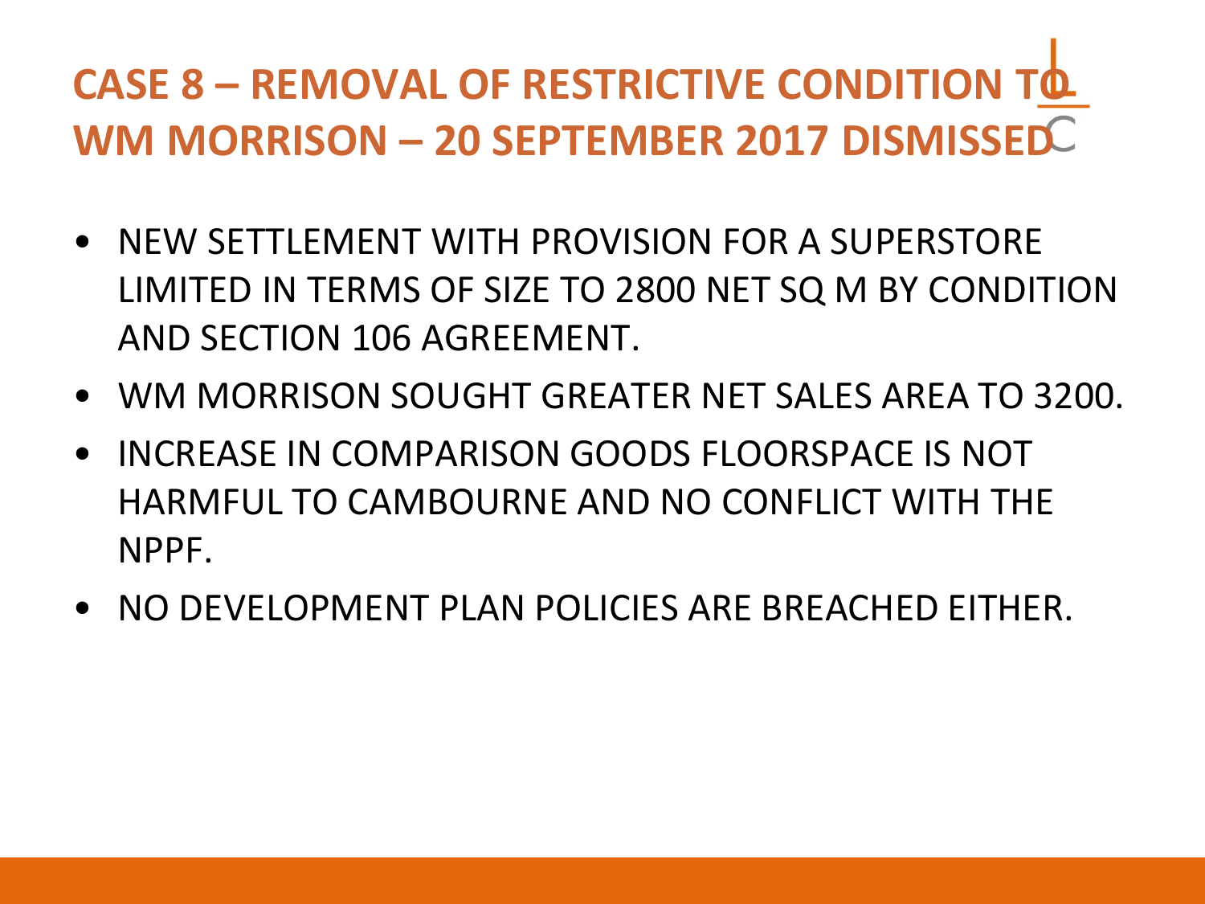# CASE 8 – REMOVAL OF RESTRICTIVE CONDITION TO WM MORRISON – 20 SEPTEMBER 2017 DISMISSED

- NEW SETTLEMENT WITH PROVISION FOR A SUPERSTORE LIMITED IN TERMS OF SIZE TO 2800 NET SQ M BY CONDITION AND SECTION 106 AGREEMENT.
- WM MORRISON SOUGHT GREATER NET SALES AREA TO 3200.
- INCREASE IN COMPARISON GOODS FLOORSPACE IS NOT HARMFUL TO CAMBOURNE AND NO CONFLICT WITH THE NPPF.
- NO DEVELOPMENT PLAN POLICIES ARE BREACHED EITHER.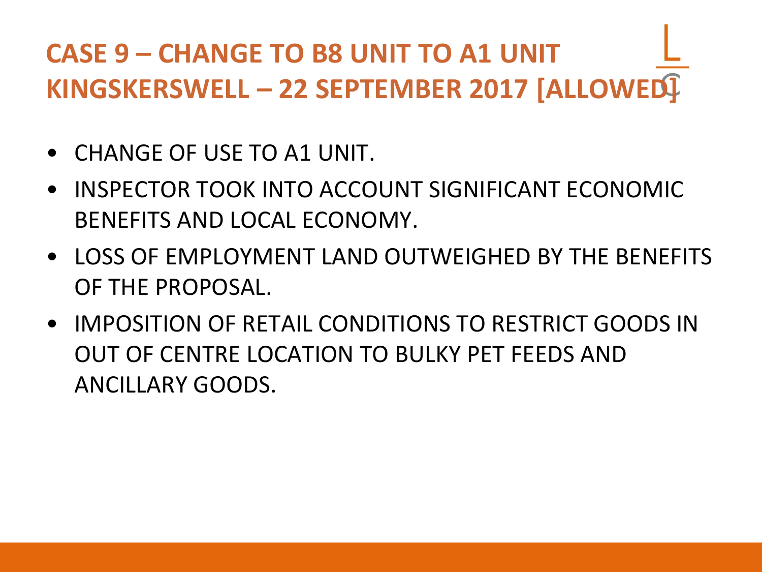# CASE 9 – CHANGE TO B8 UNIT TO A1 UNIT KINGSKERSWELL – 22 SEPTEMBER 2017 [ALLOWED]

- CHANGE OF USE TO A1 UNIT.
- INSPECTOR TOOK INTO ACCOUNT SIGNIFICANT ECONOMIC BENEFITS AND LOCAL ECONOMY.
- LOSS OF EMPLOYMENT LAND OUTWEIGHED BY THE BENEFITS OF THE PROPOSAL.
- IMPOSITION OF RETAIL CONDITIONS TO RESTRICT GOODS IN OUT OF CENTRE LOCATION TO BULKY PET FEEDS AND ANCILLARY GOODS.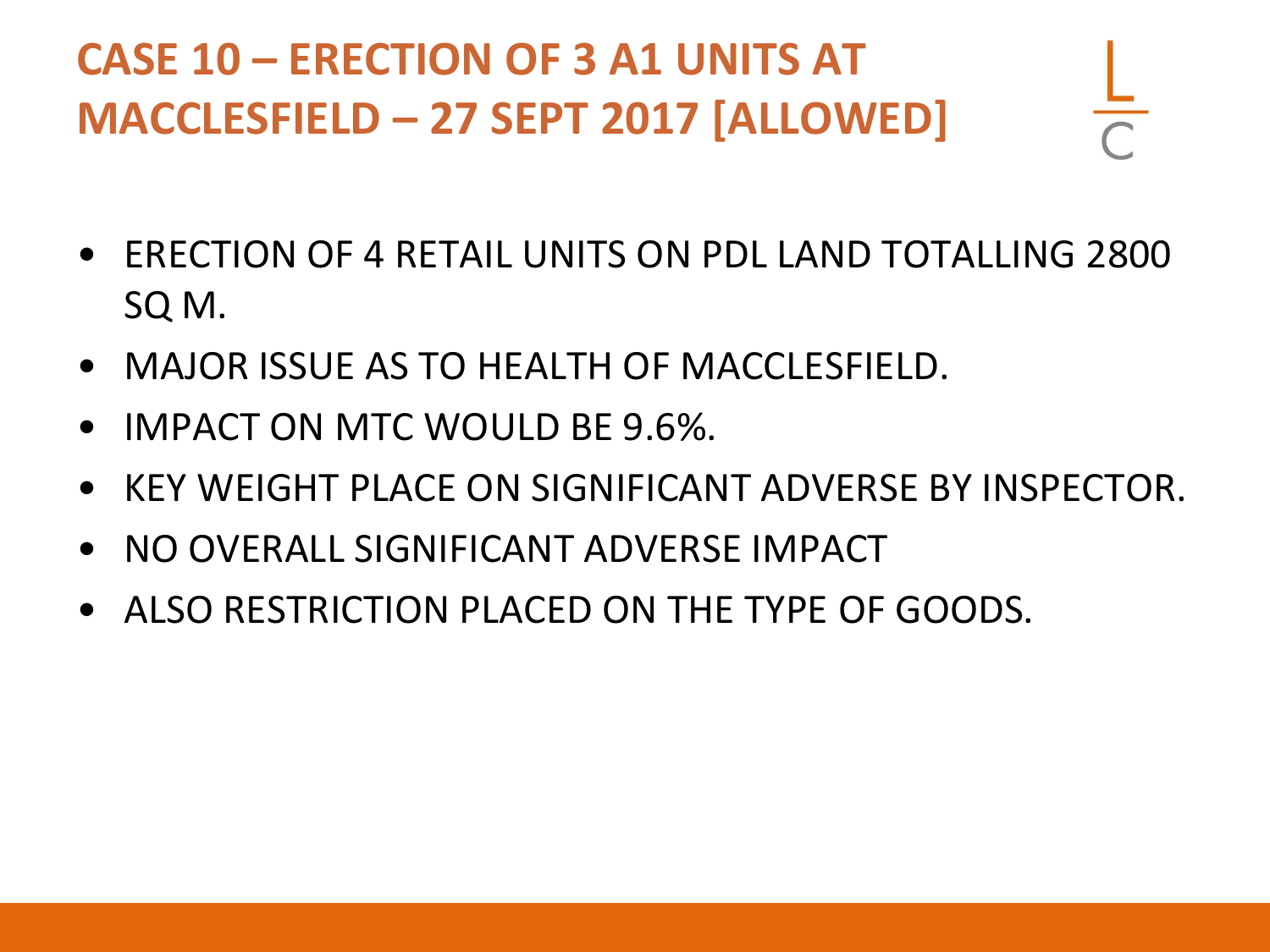# CASE 10 – ERECTION OF 3 A1 UNITS AT MACCLESFIELD – 27 SEPT 2017 [ALLOWED]

- ERECTION OF 4 RETAIL UNITS ON PDL LAND TOTALLING 2800 SQ M.
- MAJOR ISSUE AS TO HEALTH OF MACCLESFIELD.
- IMPACT ON MTC WOULD BE 9.6%.
- KEY WEIGHT PLACE ON SIGNIFICANT ADVERSE BY INSPECTOR.
- NO OVERALL SIGNIFICANT ADVERSE IMPACT
- ALSO RESTRICTION PLACED ON THE TYPE OF GOODS.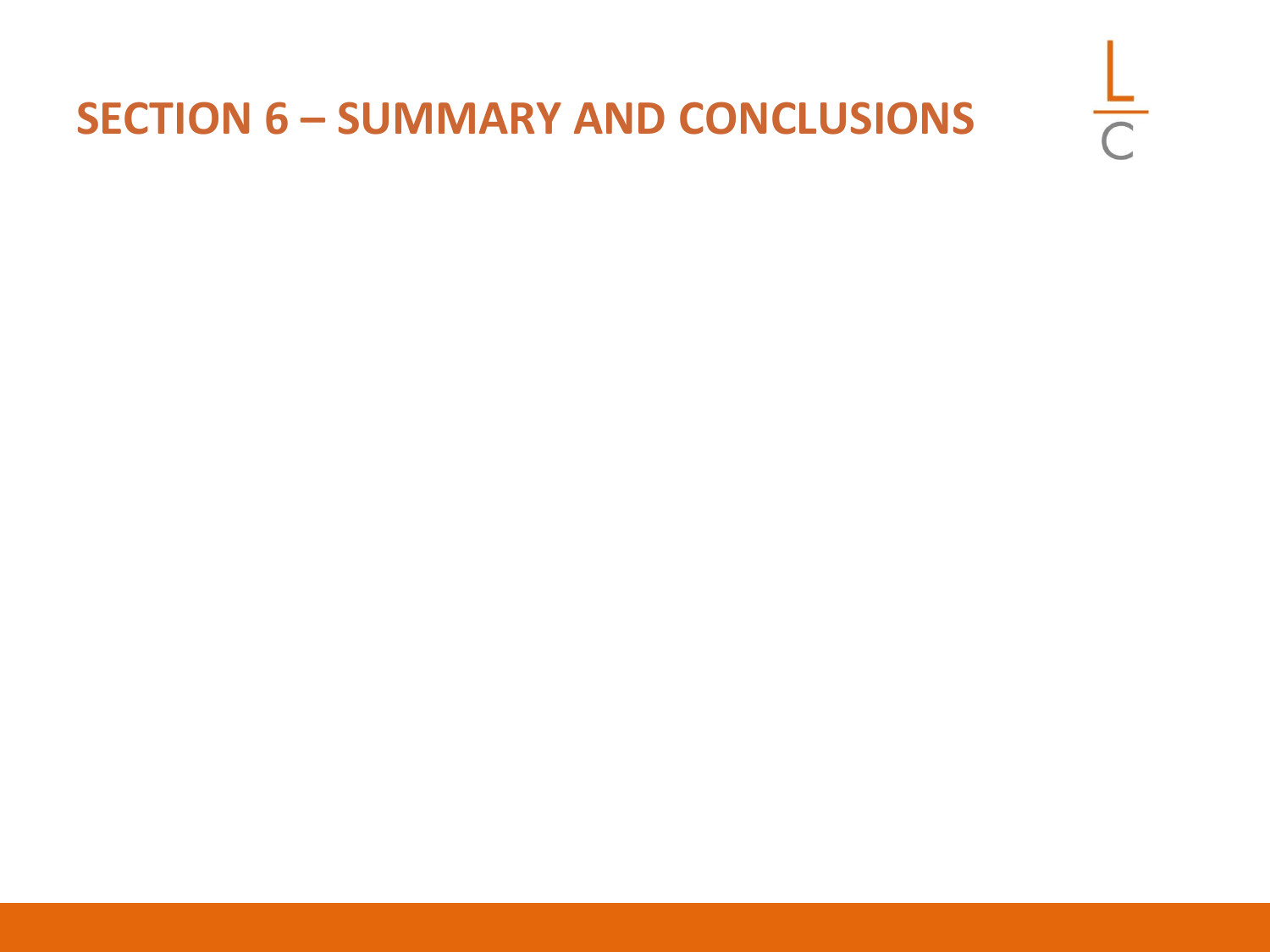# SECTION 6 – SUMMARY AND CONCLUSIONS